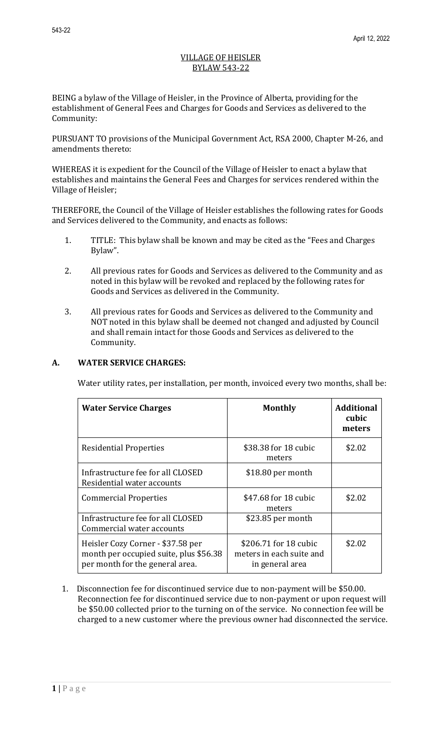# VILLAGE OF HEISLER
# BYLAW 543-22

BEING a bylaw of the Village of Heisler, in the Province of Alberta, providing for the establishment of General Fees and Charges for Goods and Services as delivered to the Community:

PURSUANT TO provisions of the Municipal Government Act, RSA 2000, Chapter M-26, and amendments thereto:

WHEREAS it is expedient for the Council of the Village of Heisler to enact a bylaw that establishes and maintains the General Fees and Charges for services rendered within the Village of Heisler;

THEREFORE, the Council of the Village of Heisler establishes the following rates for Goods and Services delivered to the Community, and enacts as follows:

1. TITLE: This bylaw shall be known and may be cited as the "Fees and Charges Bylaw".

2. All previous rates for Goods and Services as delivered to the Community and as noted in this bylaw will be revoked and replaced by the following rates for Goods and Services as delivered in the Community.

3. All previous rates for Goods and Services as delivered to the Community and NOT noted in this bylaw shall be deemed not changed and adjusted by Council and shall remain intact for those Goods and Services as delivered to the Community.

## A. WATER SERVICE CHARGES:

Water utility rates, per installation, per month, invoiced every two months, shall be:

| Water Service Charges | Monthly | Additional cubic meters |
|---|---|---|
| Residential Properties | $38.38 for 18 cubic meters | $2.02 |
| Infrastructure fee for all CLOSED Residential water accounts | $18.80 per month | |
| Commercial Properties | $47.68 for 18 cubic meters | $2.02 |
| Infrastructure fee for all CLOSED Commercial water accounts | $23.85 per month | |
| Heisler Cozy Corner - $37.58 per month per occupied suite, plus $56.38 per month for the general area. | $206.71 for 18 cubic meters in each suite and in general area | $2.02 |

1. Disconnection fee for discontinued service due to non-payment will be $50.00. Reconnection fee for discontinued service due to non-payment or upon request will be $50.00 collected prior to the turning on of the service. No connection fee will be charged to a new customer where the previous owner had disconnected the service.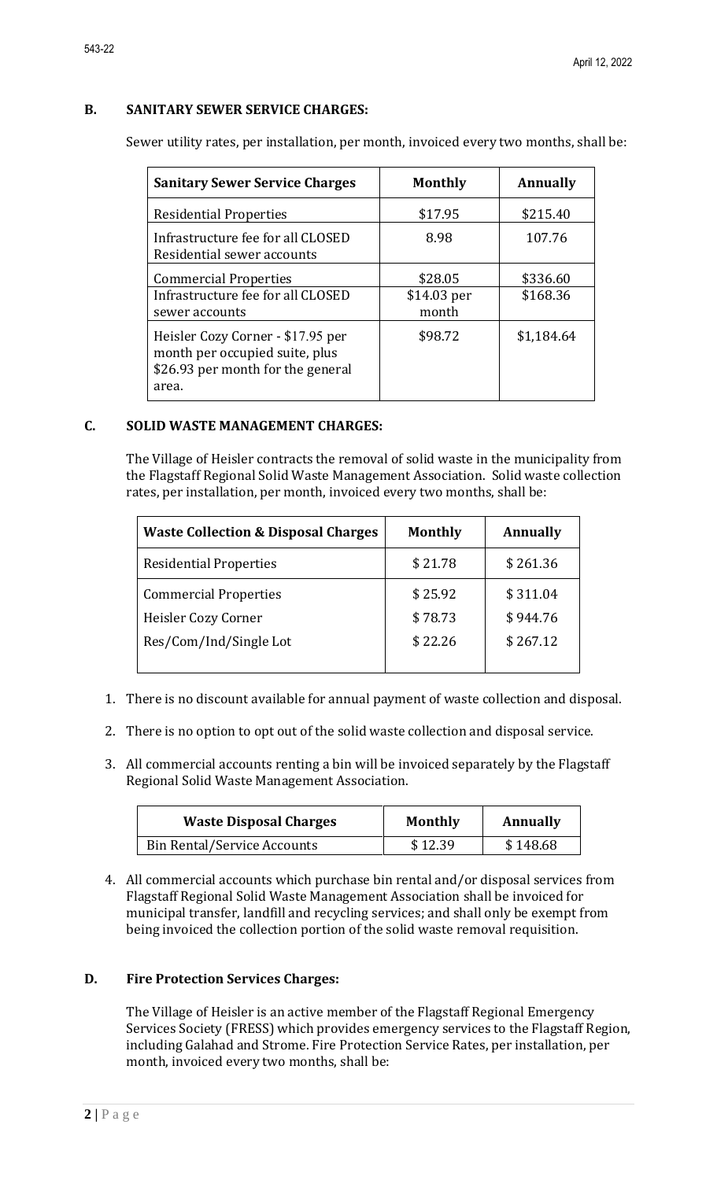### B. SANITARY SEWER SERVICE CHARGES:

Sewer utility rates, per installation, per month, invoiced every two months, shall be:

| Sanitary Sewer Service Charges | Monthly | Annually |
|---|---|---|
| Residential Properties | $17.95 | $215.40 |
| Infrastructure fee for all CLOSED Residential sewer accounts | 8.98 | 107.76 |
| Commercial Properties | $28.05 | $336.60 |
| Infrastructure fee for all CLOSED sewer accounts | $14.03 per month | $168.36 |
| Heisler Cozy Corner - $17.95 per month per occupied suite, plus $26.93 per month for the general area. | $98.72 | $1,184.64 |

### C. SOLID WASTE MANAGEMENT CHARGES:

The Village of Heisler contracts the removal of solid waste in the municipality from the Flagstaff Regional Solid Waste Management Association. Solid waste collection rates, per installation, per month, invoiced every two months, shall be:

| Waste Collection & Disposal Charges | Monthly | Annually |
|---|---|---|
| Residential Properties | $ 21.78 | $ 261.36 |
| Commercial Properties | $ 25.92 | $ 311.04 |
| Heisler Cozy Corner | $ 78.73 | $ 944.76 |
| Res/Com/Ind/Single Lot | $ 22.26 | $ 267.12 |

1. There is no discount available for annual payment of waste collection and disposal.
2. There is no option to opt out of the solid waste collection and disposal service.
3. All commercial accounts renting a bin will be invoiced separately by the Flagstaff Regional Solid Waste Management Association.

| Waste Disposal Charges | Monthly | Annually |
|---|---|---|
| Bin Rental/Service Accounts | $ 12.39 | $ 148.68 |

4. All commercial accounts which purchase bin rental and/or disposal services from Flagstaff Regional Solid Waste Management Association shall be invoiced for municipal transfer, landfill and recycling services; and shall only be exempt from being invoiced the collection portion of the solid waste removal requisition.

### D. Fire Protection Services Charges:

The Village of Heisler is an active member of the Flagstaff Regional Emergency Services Society (FRESS) which provides emergency services to the Flagstaff Region, including Galahad and Strome. Fire Protection Service Rates, per installation, per month, invoiced every two months, shall be: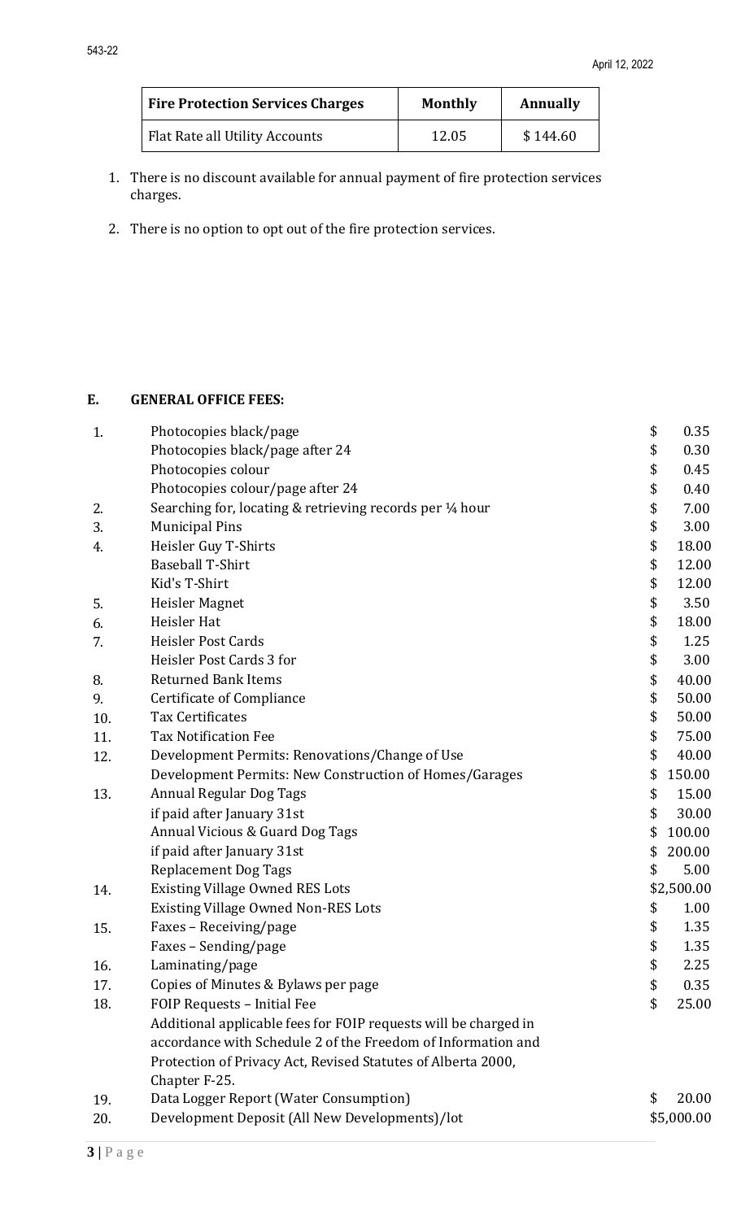| Fire Protection Services Charges | Monthly | Annually |
|---|---|---|
| Flat Rate all Utility Accounts | 12.05 | $ 144.60 |

1. There is no discount available for annual payment of fire protection services charges.
2. There is no option to opt out of the fire protection services.

## E. GENERAL OFFICE FEES:

| | | |
|---|---|---|
| 1. | Photocopies black/page | $ 0.35 |
| | Photocopies black/page after 24 | $ 0.30 |
| | Photocopies colour | $ 0.45 |
| | Photocopies colour/page after 24 | $ 0.40 |
| 2. | Searching for, locating & retrieving records per ¼ hour | $ 7.00 |
| 3. | Municipal Pins | $ 3.00 |
| 4. | Heisler Guy T-Shirts | $ 18.00 |
| | Baseball T-Shirt | $ 12.00 |
| | Kid's T-Shirt | $ 12.00 |
| 5. | Heisler Magnet | $ 3.50 |
| 6. | Heisler Hat | $ 18.00 |
| 7. | Heisler Post Cards | $ 1.25 |
| | Heisler Post Cards 3 for | $ 3.00 |
| 8. | Returned Bank Items | $ 40.00 |
| 9. | Certificate of Compliance | $ 50.00 |
| 10. | Tax Certificates | $ 50.00 |
| 11. | Tax Notification Fee | $ 75.00 |
| 12. | Development Permits: Renovations/Change of Use | $ 40.00 |
| | Development Permits: New Construction of Homes/Garages | $ 150.00 |
| 13. | Annual Regular Dog Tags | $ 15.00 |
| | if paid after January 31st | $ 30.00 |
| | Annual Vicious & Guard Dog Tags | $ 100.00 |
| | if paid after January 31st | $ 200.00 |
| | Replacement Dog Tags | $ 5.00 |
| 14. | Existing Village Owned RES Lots | $2,500.00 |
| | Existing Village Owned Non-RES Lots | $ 1.00 |
| 15. | Faxes – Receiving/page | $ 1.35 |
| | Faxes – Sending/page | $ 1.35 |
| 16. | Laminating/page | $ 2.25 |
| 17. | Copies of Minutes & Bylaws per page | $ 0.35 |
| 18. | FOIP Requests – Initial Fee | $ 25.00 |
| | Additional applicable fees for FOIP requests will be charged in accordance with Schedule 2 of the Freedom of Information and Protection of Privacy Act, Revised Statutes of Alberta 2000, Chapter F-25. | |
| 19. | Data Logger Report (Water Consumption) | $ 20.00 |
| 20. | Development Deposit (All New Developments)/lot | $5,000.00 |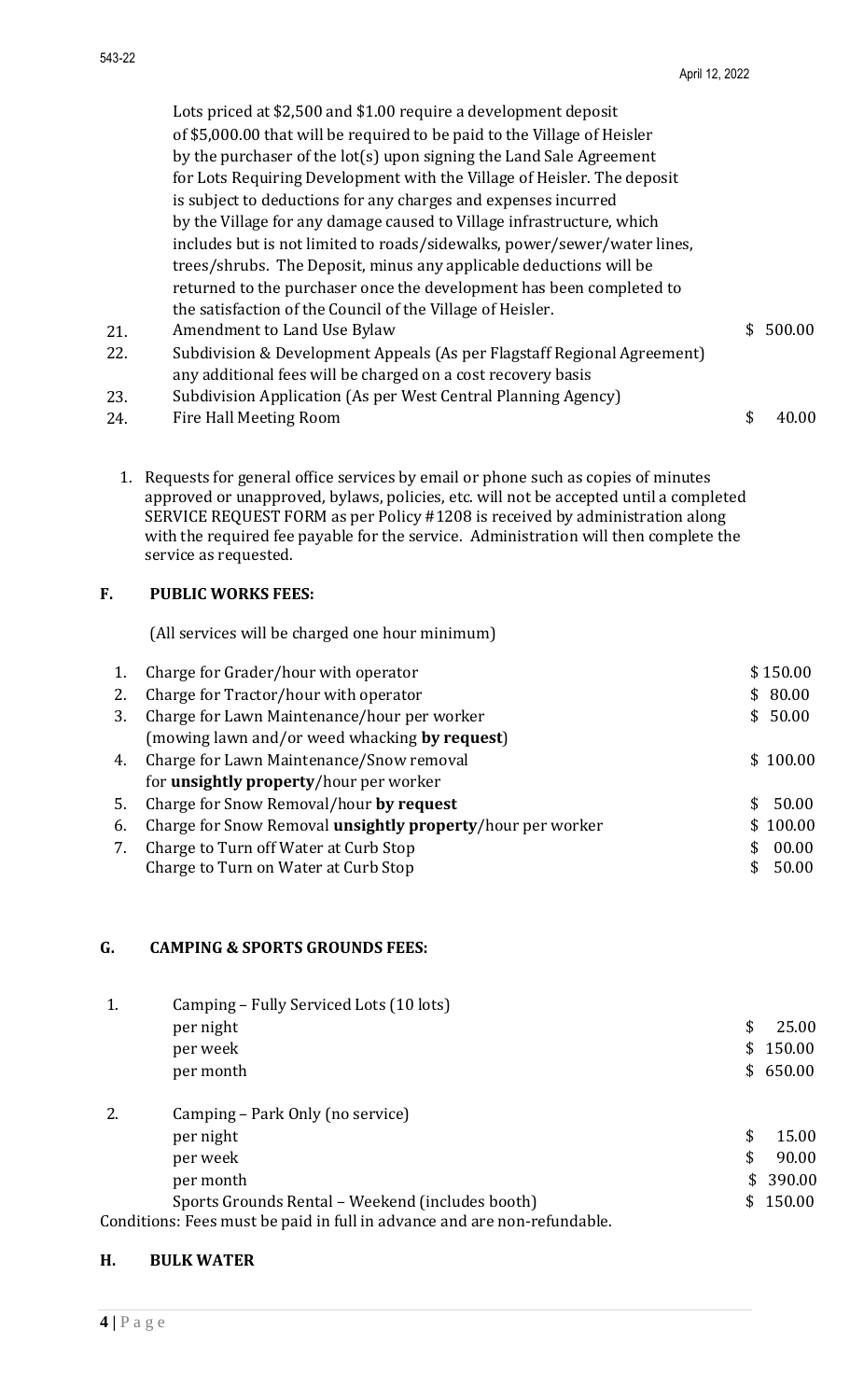Lots priced at $2,500 and $1.00 require a development deposit of $5,000.00 that will be required to be paid to the Village of Heisler by the purchaser of the lot(s) upon signing the Land Sale Agreement for Lots Requiring Development with the Village of Heisler. The deposit is subject to deductions for any charges and expenses incurred by the Village for any damage caused to Village infrastructure, which includes but is not limited to roads/sidewalks, power/sewer/water lines, trees/shrubs. The Deposit, minus any applicable deductions will be returned to the purchaser once the development has been completed to the satisfaction of the Council of the Village of Heisler.

| | | |
|---|---|---|
| 21. | Amendment to Land Use Bylaw | $ 500.00 |
| 22. | Subdivision & Development Appeals (As per Flagstaff Regional Agreement) any additional fees will be charged on a cost recovery basis | |
| 23. | Subdivision Application (As per West Central Planning Agency) | |
| 24. | Fire Hall Meeting Room | $ 40.00 |

1. Requests for general office services by email or phone such as copies of minutes approved or unapproved, bylaws, policies, etc. will not be accepted until a completed SERVICE REQUEST FORM as per Policy #1208 is received by administration along with the required fee payable for the service. Administration will then complete the service as requested.

## F. PUBLIC WORKS FEES:

(All services will be charged one hour minimum)

| | | |
|---|---|---|
| 1. | Charge for Grader/hour with operator | $ 150.00 |
| 2. | Charge for Tractor/hour with operator | $ 80.00 |
| 3. | Charge for Lawn Maintenance/hour per worker (mowing lawn and/or weed whacking **by request**) | $ 50.00 |
| 4. | Charge for Lawn Maintenance/Snow removal for **unsightly property**/hour per worker | $ 100.00 |
| 5. | Charge for Snow Removal/hour **by request** | $ 50.00 |
| 6. | Charge for Snow Removal **unsightly property**/hour per worker | $ 100.00 |
| 7. | Charge to Turn off Water at Curb Stop | $ 00.00 |
| | Charge to Turn on Water at Curb Stop | $ 50.00 |

## G. CAMPING & SPORTS GROUNDS FEES:

| | | |
|---|---|---|
| 1. | Camping – Fully Serviced Lots (10 lots) | |
| | per night | $ 25.00 |
| | per week | $ 150.00 |
| | per month | $ 650.00 |
| 2. | Camping – Park Only (no service) | |
| | per night | $ 15.00 |
| | per week | $ 90.00 |
| | per month | $ 390.00 |
| | Sports Grounds Rental – Weekend (includes booth) | $ 150.00 |

Conditions: Fees must be paid in full in advance and are non-refundable.

## H. BULK WATER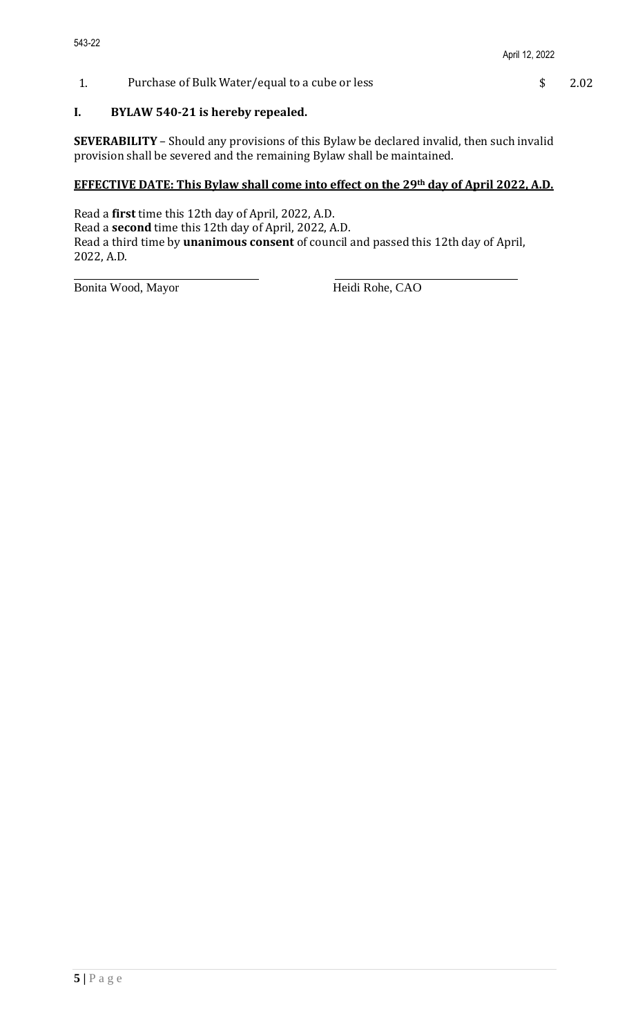| | | | |
|---|---|---|---|
| 1. | Purchase of Bulk Water/equal to a cube or less | $ | 2.02 |

**I. BYLAW 540-21 is hereby repealed.**

**SEVERABILITY** – Should any provisions of this Bylaw be declared invalid, then such invalid provision shall be severed and the remaining Bylaw shall be maintained.

**EFFECTIVE DATE: This Bylaw shall come into effect on the 29th day of April 2022, A.D.**

Read a **first** time this 12th day of April, 2022, A.D.
Read a **second** time this 12th day of April, 2022, A.D.
Read a third time by **unanimous consent** of council and passed this 12th day of April, 2022, A.D.

Bonita Wood, Mayor

Heidi Rohe, CAO